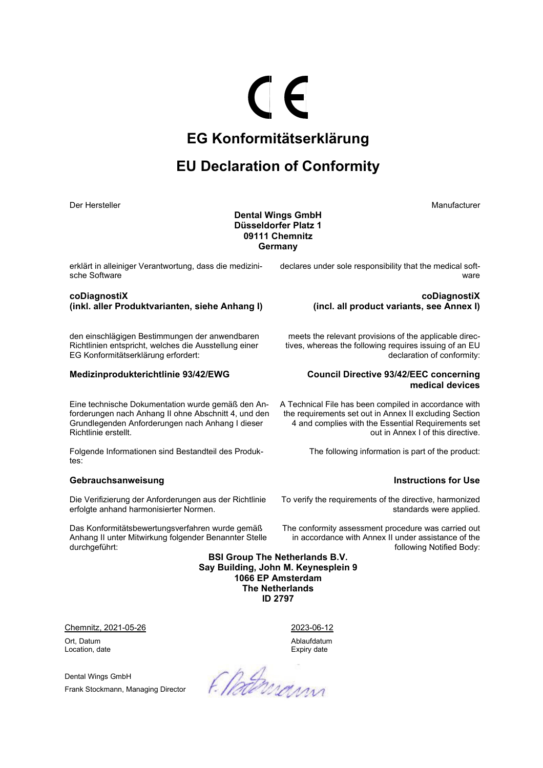CE

# EG Konformitätserklärung

# EU Declaration of Conformity

Der Hersteller

Manufacturer

**Dental Wings GmbH**
**Düsseldorfer Platz 1**
**09111 Chemnitz**
**Germany**

erklärt in alleiniger Verantwortung, dass die medizinische Software

declares under sole responsibility that the medical software

**coDiagnostiX**
**(inkl. aller Produktvarianten, siehe Anhang I)**

**coDiagnostiX**
**(incl. all product variants, see Annex I)**

den einschlägigen Bestimmungen der anwendbaren Richtlinien entspricht, welches die Ausstellung einer EG Konformitätserklärung erfordert:

meets the relevant provisions of the applicable directives, whereas the following requires issuing of an EU declaration of conformity:

**Medizinprodukterichtlinie 93/42/EWG**

**Council Directive 93/42/EEC concerning medical devices**

Eine technische Dokumentation wurde gemäß den Anforderungen nach Anhang II ohne Abschnitt 4, und den Grundlegenden Anforderungen nach Anhang I dieser Richtlinie erstellt.

A Technical File has been compiled in accordance with the requirements set out in Annex II excluding Section 4 and complies with the Essential Requirements set out in Annex I of this directive.

Folgende Informationen sind Bestandteil des Produktes:

The following information is part of the product:

**Gebrauchsanweisung**

**Instructions for Use**

Die Verifizierung der Anforderungen aus der Richtlinie erfolgte anhand harmonisierter Normen.

To verify the requirements of the directive, harmonized standards were applied.

Das Konformitätsbewertungsverfahren wurde gemäß Anhang II unter Mitwirkung folgender Benannter Stelle durchgeführt:

The conformity assessment procedure was carried out in accordance with Annex II under assistance of the following Notified Body:

**BSI Group The Netherlands B.V.**
**Say Building, John M. Keynesplein 9**
**1066 EP Amsterdam**
**The Netherlands**
**ID 2797**

Chemnitz, 2021-05-26
Ort, Datum
Location, date

2023-06-12
Ablaufdatum
Expiry date

Dental Wings GmbH
Frank Stockmann, Managing Director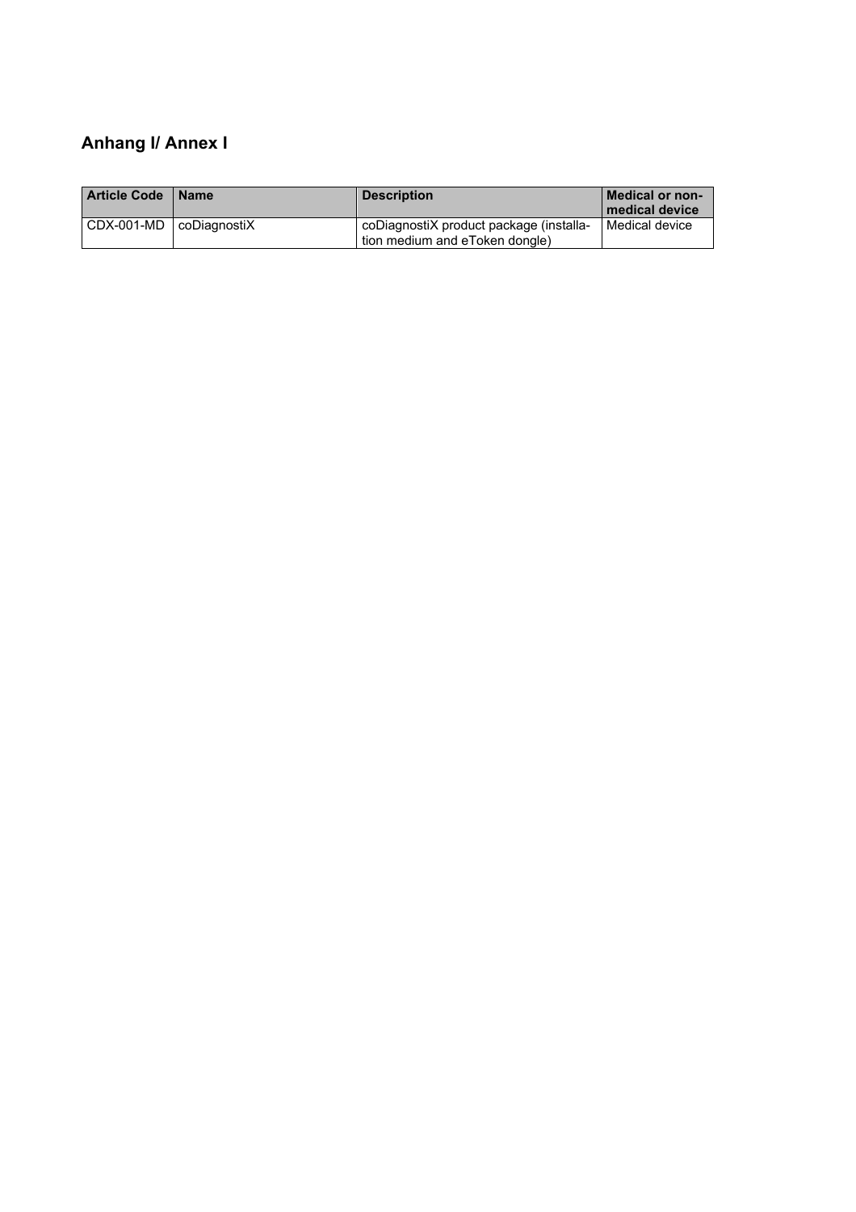## Anhang I/ Annex I

| Article Code | Name | Description | Medical or non-medical device |
|---|---|---|---|
| CDX-001-MD | coDiagnostiX | coDiagnostiX product package (installation medium and eToken dongle) | Medical device |